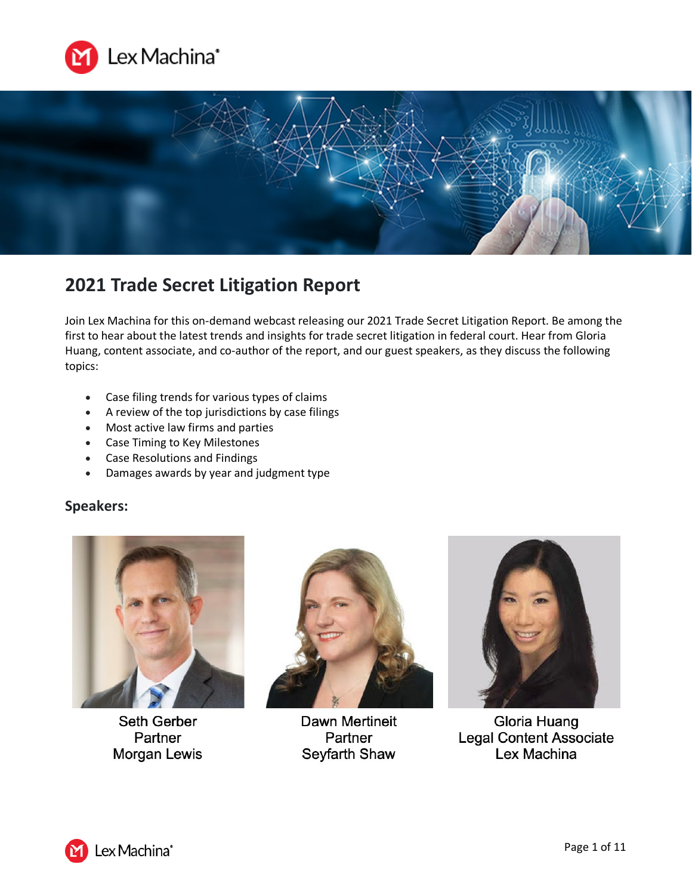# 2021 Trade Secret Litigation Report

Join Lex Machina for this on-demand webcast releasing our 2021 Trade Secret Litigation Report. Be among the first to hear about the latest trends and insights for trade secret litigation in federal court. Hear from Gloria Huang, content associate, and co-author of the report, and our guest speakers, as they discuss the following topics:

- Case filing trends for various types of claims
- A review of the top jurisdictions by case filings
- Most active law firms and parties
- Case Timing to Key Milestones
- Case Resolutions and Findings
- Damages awards by year and judgment type

## Speakers:

Seth Gerber
Partner
Morgan Lewis

Dawn Mertineit
Partner
Seyfarth Shaw

Gloria Huang
Legal Content Associate
Lex Machina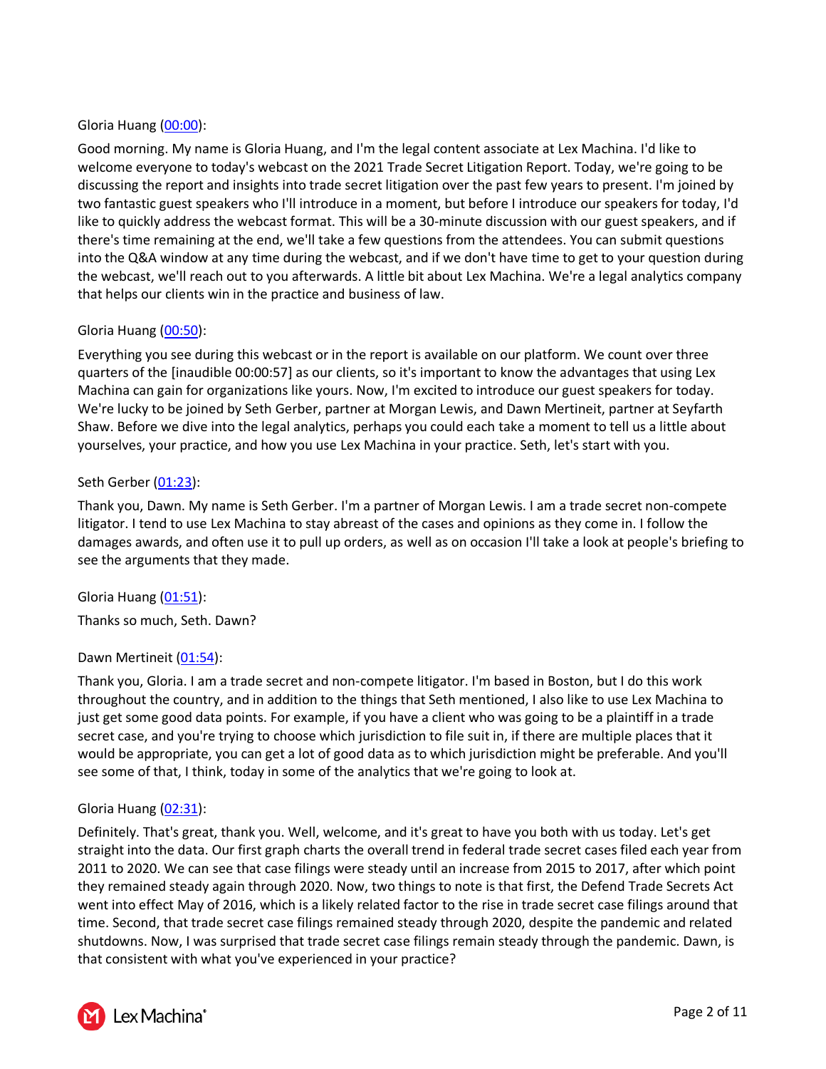Gloria Huang ([00:00](#)):

Good morning. My name is Gloria Huang, and I'm the legal content associate at Lex Machina. I'd like to welcome everyone to today's webcast on the 2021 Trade Secret Litigation Report. Today, we're going to be discussing the report and insights into trade secret litigation over the past few years to present. I'm joined by two fantastic guest speakers who I'll introduce in a moment, but before I introduce our speakers for today, I'd like to quickly address the webcast format. This will be a 30-minute discussion with our guest speakers, and if there's time remaining at the end, we'll take a few questions from the attendees. You can submit questions into the Q&A window at any time during the webcast, and if we don't have time to get to your question during the webcast, we'll reach out to you afterwards. A little bit about Lex Machina. We're a legal analytics company that helps our clients win in the practice and business of law.

Gloria Huang ([00:50](#)):

Everything you see during this webcast or in the report is available on our platform. We count over three quarters of the [inaudible 00:00:57] as our clients, so it's important to know the advantages that using Lex Machina can gain for organizations like yours. Now, I'm excited to introduce our guest speakers for today. We're lucky to be joined by Seth Gerber, partner at Morgan Lewis, and Dawn Mertineit, partner at Seyfarth Shaw. Before we dive into the legal analytics, perhaps you could each take a moment to tell us a little about yourselves, your practice, and how you use Lex Machina in your practice. Seth, let's start with you.

Seth Gerber ([01:23](#)):

Thank you, Dawn. My name is Seth Gerber. I'm a partner of Morgan Lewis. I am a trade secret non-compete litigator. I tend to use Lex Machina to stay abreast of the cases and opinions as they come in. I follow the damages awards, and often use it to pull up orders, as well as on occasion I'll take a look at people's briefing to see the arguments that they made.

Gloria Huang ([01:51](#)):

Thanks so much, Seth. Dawn?

Dawn Mertineit ([01:54](#)):

Thank you, Gloria. I am a trade secret and non-compete litigator. I'm based in Boston, but I do this work throughout the country, and in addition to the things that Seth mentioned, I also like to use Lex Machina to just get some good data points. For example, if you have a client who was going to be a plaintiff in a trade secret case, and you're trying to choose which jurisdiction to file suit in, if there are multiple places that it would be appropriate, you can get a lot of good data as to which jurisdiction might be preferable. And you'll see some of that, I think, today in some of the analytics that we're going to look at.

Gloria Huang ([02:31](#)):

Definitely. That's great, thank you. Well, welcome, and it's great to have you both with us today. Let's get straight into the data. Our first graph charts the overall trend in federal trade secret cases filed each year from 2011 to 2020. We can see that case filings were steady until an increase from 2015 to 2017, after which point they remained steady again through 2020. Now, two things to note is that first, the Defend Trade Secrets Act went into effect May of 2016, which is a likely related factor to the rise in trade secret case filings around that time. Second, that trade secret case filings remained steady through 2020, despite the pandemic and related shutdowns. Now, I was surprised that trade secret case filings remain steady through the pandemic. Dawn, is that consistent with what you've experienced in your practice?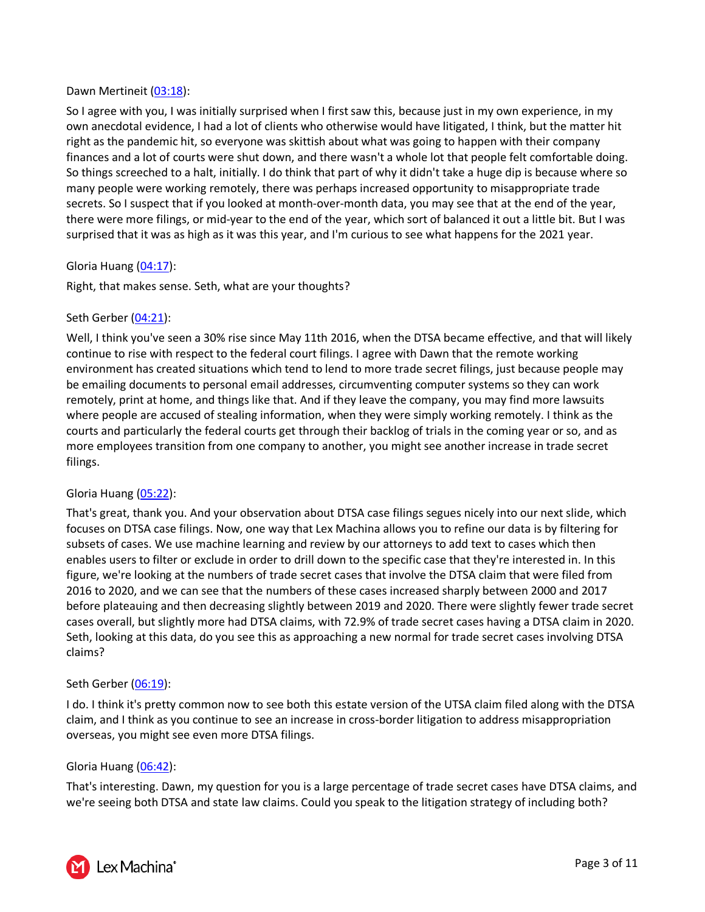Dawn Mertineit ([03:18]):

So I agree with you, I was initially surprised when I first saw this, because just in my own experience, in my own anecdotal evidence, I had a lot of clients who otherwise would have litigated, I think, but the matter hit right as the pandemic hit, so everyone was skittish about what was going to happen with their company finances and a lot of courts were shut down, and there wasn't a whole lot that people felt comfortable doing. So things screeched to a halt, initially. I do think that part of why it didn't take a huge dip is because where so many people were working remotely, there was perhaps increased opportunity to misappropriate trade secrets. So I suspect that if you looked at month-over-month data, you may see that at the end of the year, there were more filings, or mid-year to the end of the year, which sort of balanced it out a little bit. But I was surprised that it was as high as it was this year, and I'm curious to see what happens for the 2021 year.

Gloria Huang ([04:17]):

Right, that makes sense. Seth, what are your thoughts?

Seth Gerber ([04:21]):

Well, I think you've seen a 30% rise since May 11th 2016, when the DTSA became effective, and that will likely continue to rise with respect to the federal court filings. I agree with Dawn that the remote working environment has created situations which tend to lend to more trade secret filings, just because people may be emailing documents to personal email addresses, circumventing computer systems so they can work remotely, print at home, and things like that. And if they leave the company, you may find more lawsuits where people are accused of stealing information, when they were simply working remotely. I think as the courts and particularly the federal courts get through their backlog of trials in the coming year or so, and as more employees transition from one company to another, you might see another increase in trade secret filings.

Gloria Huang ([05:22]):

That's great, thank you. And your observation about DTSA case filings segues nicely into our next slide, which focuses on DTSA case filings. Now, one way that Lex Machina allows you to refine our data is by filtering for subsets of cases. We use machine learning and review by our attorneys to add text to cases which then enables users to filter or exclude in order to drill down to the specific case that they're interested in. In this figure, we're looking at the numbers of trade secret cases that involve the DTSA claim that were filed from 2016 to 2020, and we can see that the numbers of these cases increased sharply between 2000 and 2017 before plateauing and then decreasing slightly between 2019 and 2020. There were slightly fewer trade secret cases overall, but slightly more had DTSA claims, with 72.9% of trade secret cases having a DTSA claim in 2020. Seth, looking at this data, do you see this as approaching a new normal for trade secret cases involving DTSA claims?

Seth Gerber ([06:19]):

I do. I think it's pretty common now to see both this estate version of the UTSA claim filed along with the DTSA claim, and I think as you continue to see an increase in cross-border litigation to address misappropriation overseas, you might see even more DTSA filings.

Gloria Huang ([06:42]):

That's interesting. Dawn, my question for you is a large percentage of trade secret cases have DTSA claims, and we're seeing both DTSA and state law claims. Could you speak to the litigation strategy of including both?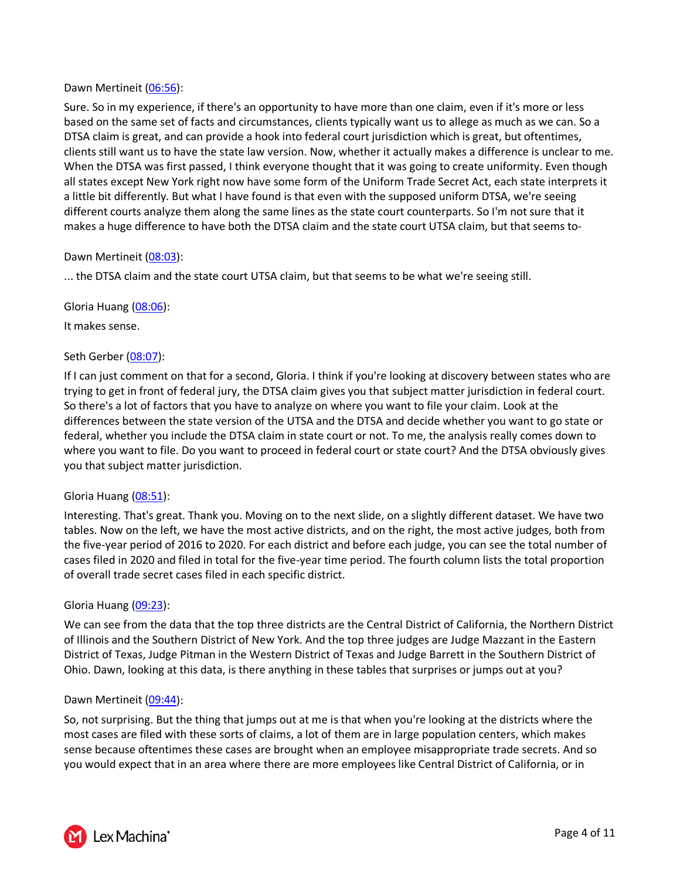Dawn Mertineit ([06:56](#)):

Sure. So in my experience, if there's an opportunity to have more than one claim, even if it's more or less based on the same set of facts and circumstances, clients typically want us to allege as much as we can. So a DTSA claim is great, and can provide a hook into federal court jurisdiction which is great, but oftentimes, clients still want us to have the state law version. Now, whether it actually makes a difference is unclear to me. When the DTSA was first passed, I think everyone thought that it was going to create uniformity. Even though all states except New York right now have some form of the Uniform Trade Secret Act, each state interprets it a little bit differently. But what I have found is that even with the supposed uniform DTSA, we're seeing different courts analyze them along the same lines as the state court counterparts. So I'm not sure that it makes a huge difference to have both the DTSA claim and the state court UTSA claim, but that seems to-

Dawn Mertineit ([08:03](#)):

... the DTSA claim and the state court UTSA claim, but that seems to be what we're seeing still.

Gloria Huang ([08:06](#)):

It makes sense.

Seth Gerber ([08:07](#)):

If I can just comment on that for a second, Gloria. I think if you're looking at discovery between states who are trying to get in front of federal jury, the DTSA claim gives you that subject matter jurisdiction in federal court. So there's a lot of factors that you have to analyze on where you want to file your claim. Look at the differences between the state version of the UTSA and the DTSA and decide whether you want to go state or federal, whether you include the DTSA claim in state court or not. To me, the analysis really comes down to where you want to file. Do you want to proceed in federal court or state court? And the DTSA obviously gives you that subject matter jurisdiction.

Gloria Huang ([08:51](#)):

Interesting. That's great. Thank you. Moving on to the next slide, on a slightly different dataset. We have two tables. Now on the left, we have the most active districts, and on the right, the most active judges, both from the five-year period of 2016 to 2020. For each district and before each judge, you can see the total number of cases filed in 2020 and filed in total for the five-year time period. The fourth column lists the total proportion of overall trade secret cases filed in each specific district.

Gloria Huang ([09:23](#)):

We can see from the data that the top three districts are the Central District of California, the Northern District of Illinois and the Southern District of New York. And the top three judges are Judge Mazzant in the Eastern District of Texas, Judge Pitman in the Western District of Texas and Judge Barrett in the Southern District of Ohio. Dawn, looking at this data, is there anything in these tables that surprises or jumps out at you?

Dawn Mertineit ([09:44](#)):

So, not surprising. But the thing that jumps out at me is that when you're looking at the districts where the most cases are filed with these sorts of claims, a lot of them are in large population centers, which makes sense because oftentimes these cases are brought when an employee misappropriate trade secrets. And so you would expect that in an area where there are more employees like Central District of California, or in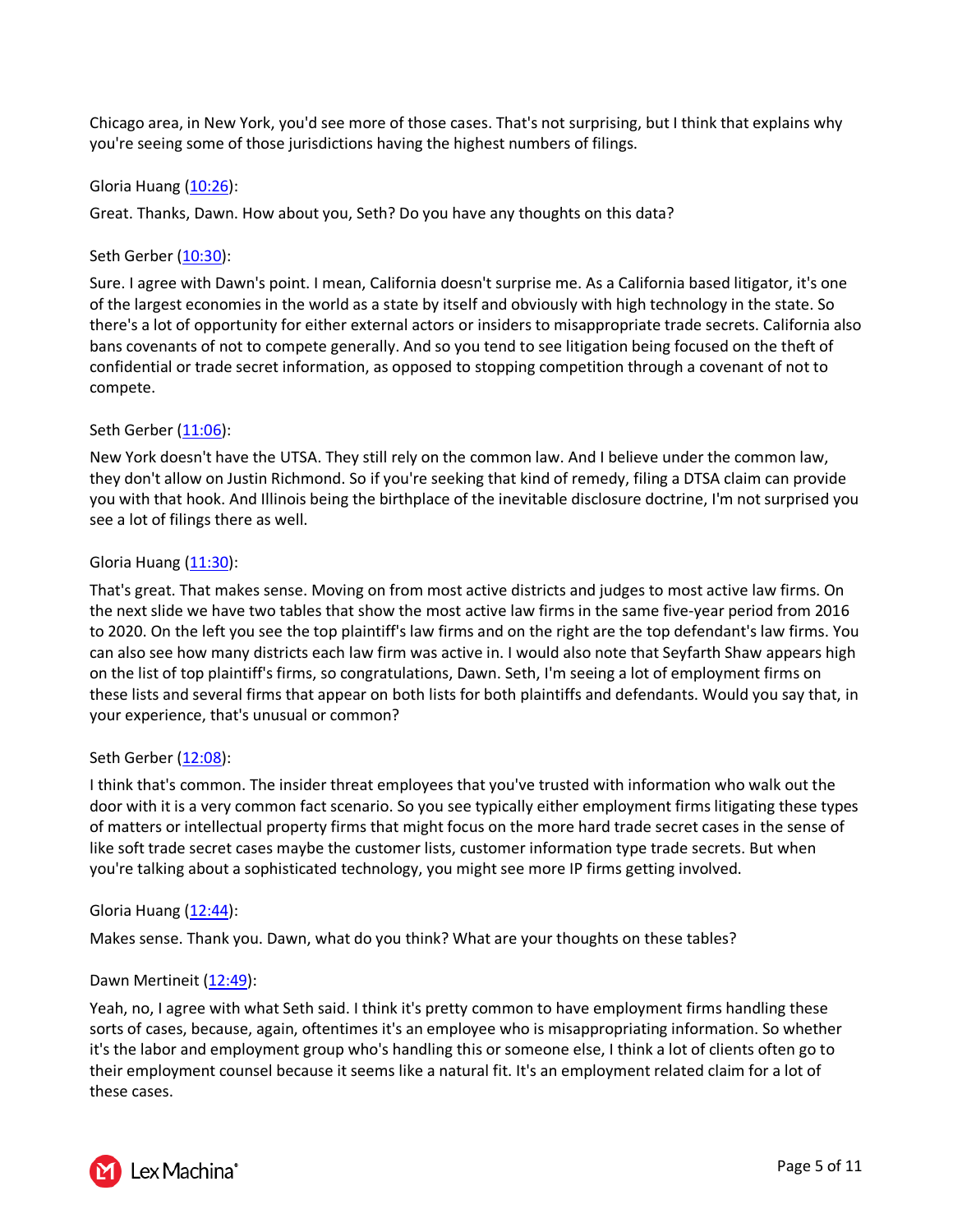Chicago area, in New York, you'd see more of those cases. That's not surprising, but I think that explains why you're seeing some of those jurisdictions having the highest numbers of filings.

Gloria Huang ([10:26](#)):

Great. Thanks, Dawn. How about you, Seth? Do you have any thoughts on this data?

Seth Gerber ([10:30](#)):

Sure. I agree with Dawn's point. I mean, California doesn't surprise me. As a California based litigator, it's one of the largest economies in the world as a state by itself and obviously with high technology in the state. So there's a lot of opportunity for either external actors or insiders to misappropriate trade secrets. California also bans covenants of not to compete generally. And so you tend to see litigation being focused on the theft of confidential or trade secret information, as opposed to stopping competition through a covenant of not to compete.

Seth Gerber ([11:06](#)):

New York doesn't have the UTSA. They still rely on the common law. And I believe under the common law, they don't allow on Justin Richmond. So if you're seeking that kind of remedy, filing a DTSA claim can provide you with that hook. And Illinois being the birthplace of the inevitable disclosure doctrine, I'm not surprised you see a lot of filings there as well.

Gloria Huang ([11:30](#)):

That's great. That makes sense. Moving on from most active districts and judges to most active law firms. On the next slide we have two tables that show the most active law firms in the same five-year period from 2016 to 2020. On the left you see the top plaintiff's law firms and on the right are the top defendant's law firms. You can also see how many districts each law firm was active in. I would also note that Seyfarth Shaw appears high on the list of top plaintiff's firms, so congratulations, Dawn. Seth, I'm seeing a lot of employment firms on these lists and several firms that appear on both lists for both plaintiffs and defendants. Would you say that, in your experience, that's unusual or common?

Seth Gerber ([12:08](#)):

I think that's common. The insider threat employees that you've trusted with information who walk out the door with it is a very common fact scenario. So you see typically either employment firms litigating these types of matters or intellectual property firms that might focus on the more hard trade secret cases in the sense of like soft trade secret cases maybe the customer lists, customer information type trade secrets. But when you're talking about a sophisticated technology, you might see more IP firms getting involved.

Gloria Huang ([12:44](#)):

Makes sense. Thank you. Dawn, what do you think? What are your thoughts on these tables?

Dawn Mertineit ([12:49](#)):

Yeah, no, I agree with what Seth said. I think it's pretty common to have employment firms handling these sorts of cases, because, again, oftentimes it's an employee who is misappropriating information. So whether it's the labor and employment group who's handling this or someone else, I think a lot of clients often go to their employment counsel because it seems like a natural fit. It's an employment related claim for a lot of these cases.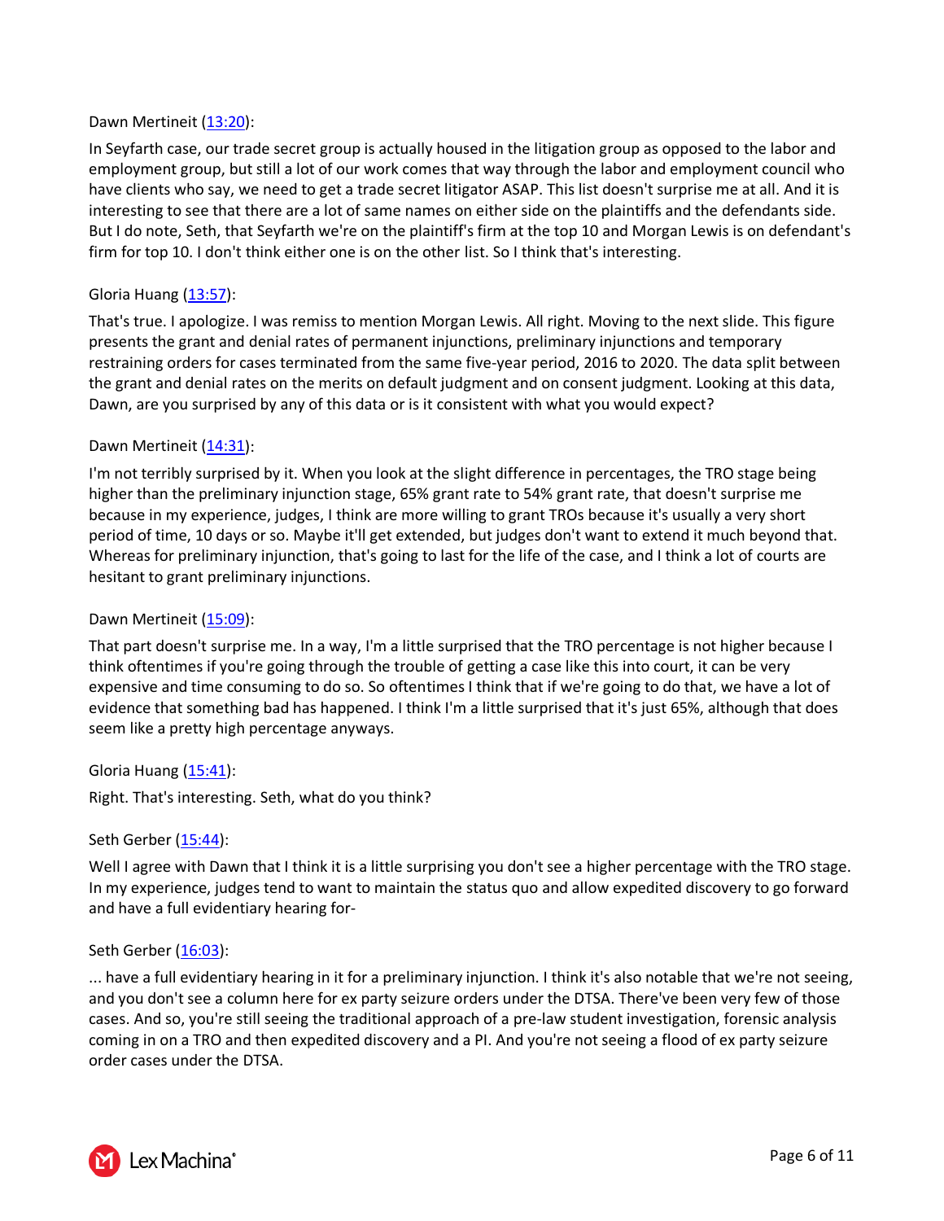Dawn Mertineit ([13:20](#)):

In Seyfarth case, our trade secret group is actually housed in the litigation group as opposed to the labor and employment group, but still a lot of our work comes that way through the labor and employment council who have clients who say, we need to get a trade secret litigator ASAP. This list doesn't surprise me at all. And it is interesting to see that there are a lot of same names on either side on the plaintiffs and the defendants side. But I do note, Seth, that Seyfarth we're on the plaintiff's firm at the top 10 and Morgan Lewis is on defendant's firm for top 10. I don't think either one is on the other list. So I think that's interesting.

Gloria Huang ([13:57](#)):

That's true. I apologize. I was remiss to mention Morgan Lewis. All right. Moving to the next slide. This figure presents the grant and denial rates of permanent injunctions, preliminary injunctions and temporary restraining orders for cases terminated from the same five-year period, 2016 to 2020. The data split between the grant and denial rates on the merits on default judgment and on consent judgment. Looking at this data, Dawn, are you surprised by any of this data or is it consistent with what you would expect?

Dawn Mertineit ([14:31](#)):

I'm not terribly surprised by it. When you look at the slight difference in percentages, the TRO stage being higher than the preliminary injunction stage, 65% grant rate to 54% grant rate, that doesn't surprise me because in my experience, judges, I think are more willing to grant TROs because it's usually a very short period of time, 10 days or so. Maybe it'll get extended, but judges don't want to extend it much beyond that. Whereas for preliminary injunction, that's going to last for the life of the case, and I think a lot of courts are hesitant to grant preliminary injunctions.

Dawn Mertineit ([15:09](#)):

That part doesn't surprise me. In a way, I'm a little surprised that the TRO percentage is not higher because I think oftentimes if you're going through the trouble of getting a case like this into court, it can be very expensive and time consuming to do so. So oftentimes I think that if we're going to do that, we have a lot of evidence that something bad has happened. I think I'm a little surprised that it's just 65%, although that does seem like a pretty high percentage anyways.

Gloria Huang ([15:41](#)):

Right. That's interesting. Seth, what do you think?

Seth Gerber ([15:44](#)):

Well I agree with Dawn that I think it is a little surprising you don't see a higher percentage with the TRO stage. In my experience, judges tend to want to maintain the status quo and allow expedited discovery to go forward and have a full evidentiary hearing for-

Seth Gerber ([16:03](#)):

... have a full evidentiary hearing in it for a preliminary injunction. I think it's also notable that we're not seeing, and you don't see a column here for ex party seizure orders under the DTSA. There've been very few of those cases. And so, you're still seeing the traditional approach of a pre-law student investigation, forensic analysis coming in on a TRO and then expedited discovery and a PI. And you're not seeing a flood of ex party seizure order cases under the DTSA.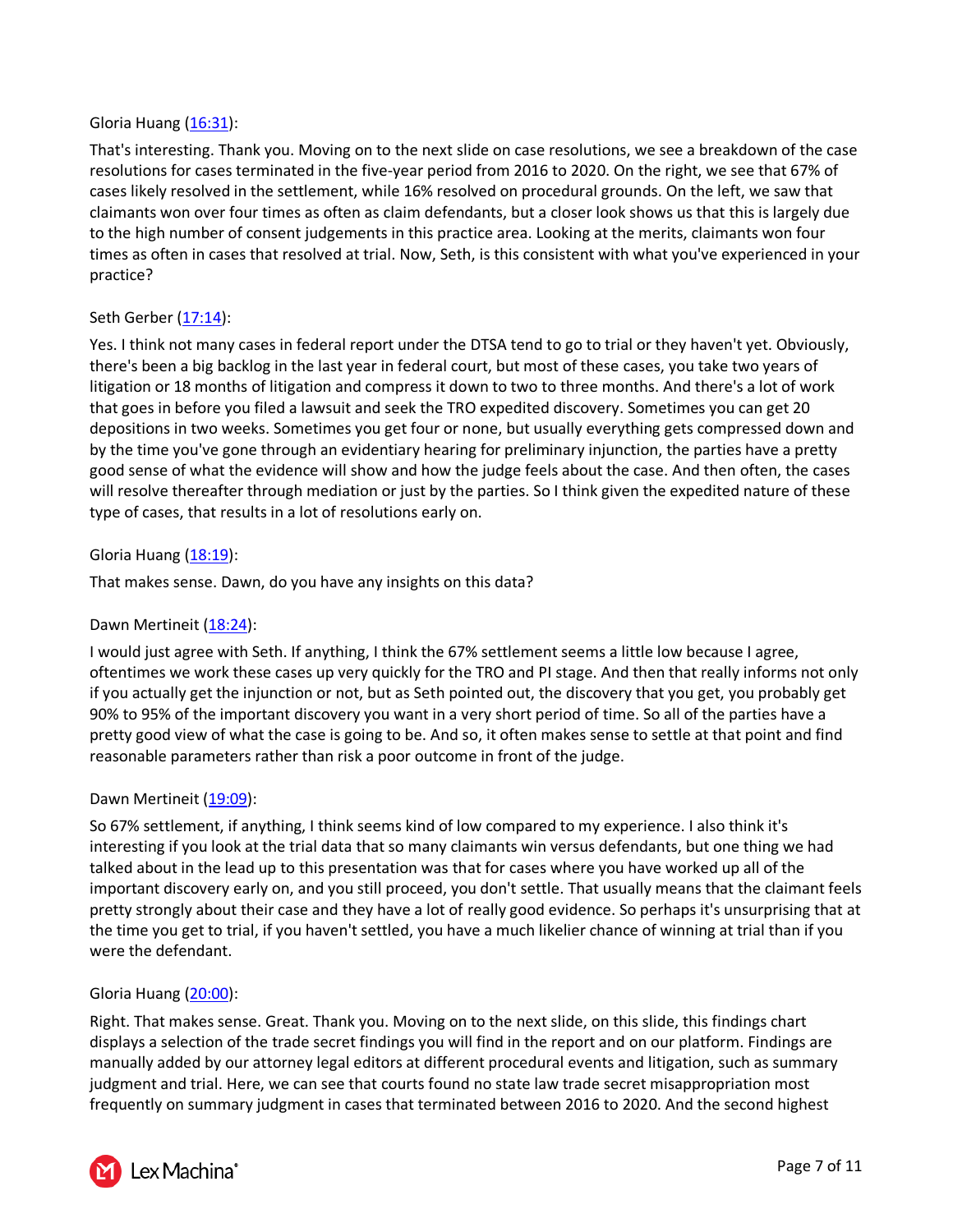Gloria Huang ([16:31]):

That's interesting. Thank you. Moving on to the next slide on case resolutions, we see a breakdown of the case resolutions for cases terminated in the five-year period from 2016 to 2020. On the right, we see that 67% of cases likely resolved in the settlement, while 16% resolved on procedural grounds. On the left, we saw that claimants won over four times as often as claim defendants, but a closer look shows us that this is largely due to the high number of consent judgements in this practice area. Looking at the merits, claimants won four times as often in cases that resolved at trial. Now, Seth, is this consistent with what you've experienced in your practice?

Seth Gerber ([17:14]):

Yes. I think not many cases in federal report under the DTSA tend to go to trial or they haven't yet. Obviously, there's been a big backlog in the last year in federal court, but most of these cases, you take two years of litigation or 18 months of litigation and compress it down to two to three months. And there's a lot of work that goes in before you filed a lawsuit and seek the TRO expedited discovery. Sometimes you can get 20 depositions in two weeks. Sometimes you get four or none, but usually everything gets compressed down and by the time you've gone through an evidentiary hearing for preliminary injunction, the parties have a pretty good sense of what the evidence will show and how the judge feels about the case. And then often, the cases will resolve thereafter through mediation or just by the parties. So I think given the expedited nature of these type of cases, that results in a lot of resolutions early on.

Gloria Huang ([18:19]):

That makes sense. Dawn, do you have any insights on this data?

Dawn Mertineit ([18:24]):

I would just agree with Seth. If anything, I think the 67% settlement seems a little low because I agree, oftentimes we work these cases up very quickly for the TRO and PI stage. And then that really informs not only if you actually get the injunction or not, but as Seth pointed out, the discovery that you get, you probably get 90% to 95% of the important discovery you want in a very short period of time. So all of the parties have a pretty good view of what the case is going to be. And so, it often makes sense to settle at that point and find reasonable parameters rather than risk a poor outcome in front of the judge.

Dawn Mertineit ([19:09]):

So 67% settlement, if anything, I think seems kind of low compared to my experience. I also think it's interesting if you look at the trial data that so many claimants win versus defendants, but one thing we had talked about in the lead up to this presentation was that for cases where you have worked up all of the important discovery early on, and you still proceed, you don't settle. That usually means that the claimant feels pretty strongly about their case and they have a lot of really good evidence. So perhaps it's unsurprising that at the time you get to trial, if you haven't settled, you have a much likelier chance of winning at trial than if you were the defendant.

Gloria Huang ([20:00]):

Right. That makes sense. Great. Thank you. Moving on to the next slide, on this slide, this findings chart displays a selection of the trade secret findings you will find in the report and on our platform. Findings are manually added by our attorney legal editors at different procedural events and litigation, such as summary judgment and trial. Here, we can see that courts found no state law trade secret misappropriation most frequently on summary judgment in cases that terminated between 2016 to 2020. And the second highest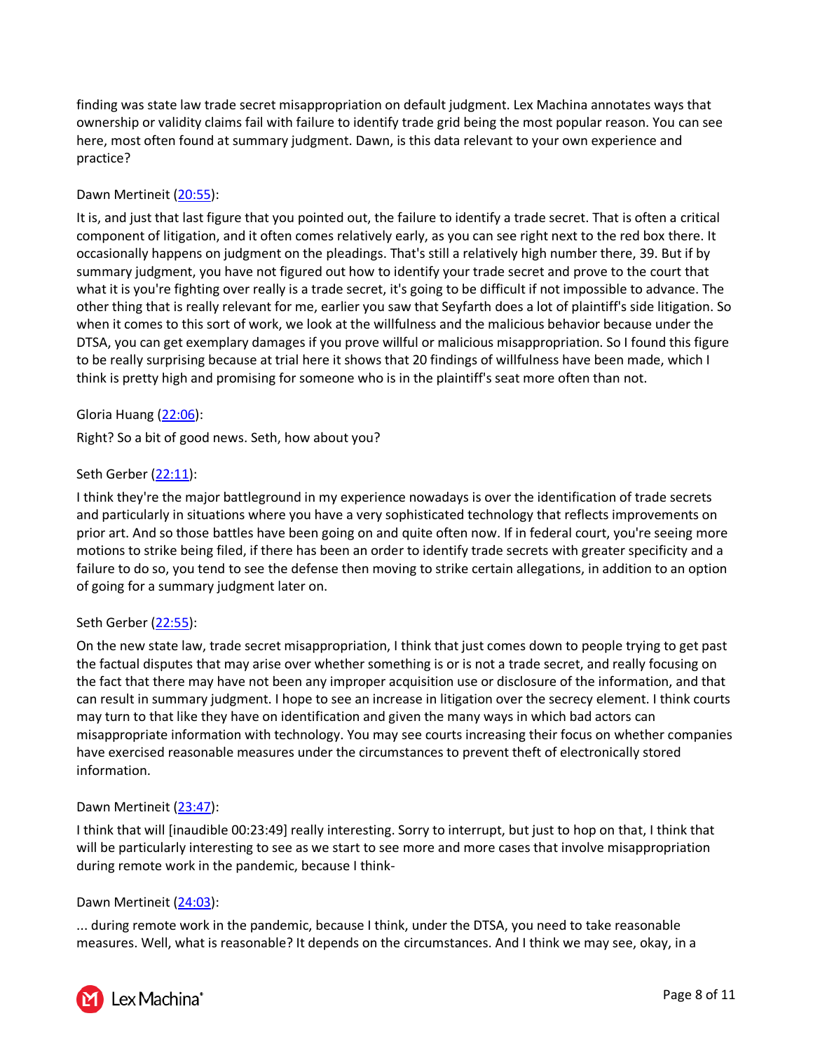finding was state law trade secret misappropriation on default judgment. Lex Machina annotates ways that ownership or validity claims fail with failure to identify trade grid being the most popular reason. You can see here, most often found at summary judgment. Dawn, is this data relevant to your own experience and practice?

Dawn Mertineit ([20:55]):

It is, and just that last figure that you pointed out, the failure to identify a trade secret. That is often a critical component of litigation, and it often comes relatively early, as you can see right next to the red box there. It occasionally happens on judgment on the pleadings. That's still a relatively high number there, 39. But if by summary judgment, you have not figured out how to identify your trade secret and prove to the court that what it is you're fighting over really is a trade secret, it's going to be difficult if not impossible to advance. The other thing that is really relevant for me, earlier you saw that Seyfarth does a lot of plaintiff's side litigation. So when it comes to this sort of work, we look at the willfulness and the malicious behavior because under the DTSA, you can get exemplary damages if you prove willful or malicious misappropriation. So I found this figure to be really surprising because at trial here it shows that 20 findings of willfulness have been made, which I think is pretty high and promising for someone who is in the plaintiff's seat more often than not.

Gloria Huang ([22:06]):

Right? So a bit of good news. Seth, how about you?

Seth Gerber ([22:11]):

I think they're the major battleground in my experience nowadays is over the identification of trade secrets and particularly in situations where you have a very sophisticated technology that reflects improvements on prior art. And so those battles have been going on and quite often now. If in federal court, you're seeing more motions to strike being filed, if there has been an order to identify trade secrets with greater specificity and a failure to do so, you tend to see the defense then moving to strike certain allegations, in addition to an option of going for a summary judgment later on.

Seth Gerber ([22:55]):

On the new state law, trade secret misappropriation, I think that just comes down to people trying to get past the factual disputes that may arise over whether something is or is not a trade secret, and really focusing on the fact that there may have not been any improper acquisition use or disclosure of the information, and that can result in summary judgment. I hope to see an increase in litigation over the secrecy element. I think courts may turn to that like they have on identification and given the many ways in which bad actors can misappropriate information with technology. You may see courts increasing their focus on whether companies have exercised reasonable measures under the circumstances to prevent theft of electronically stored information.

Dawn Mertineit ([23:47]):

I think that will [inaudible 00:23:49] really interesting. Sorry to interrupt, but just to hop on that, I think that will be particularly interesting to see as we start to see more and more cases that involve misappropriation during remote work in the pandemic, because I think-

Dawn Mertineit ([24:03]):

... during remote work in the pandemic, because I think, under the DTSA, you need to take reasonable measures. Well, what is reasonable? It depends on the circumstances. And I think we may see, okay, in a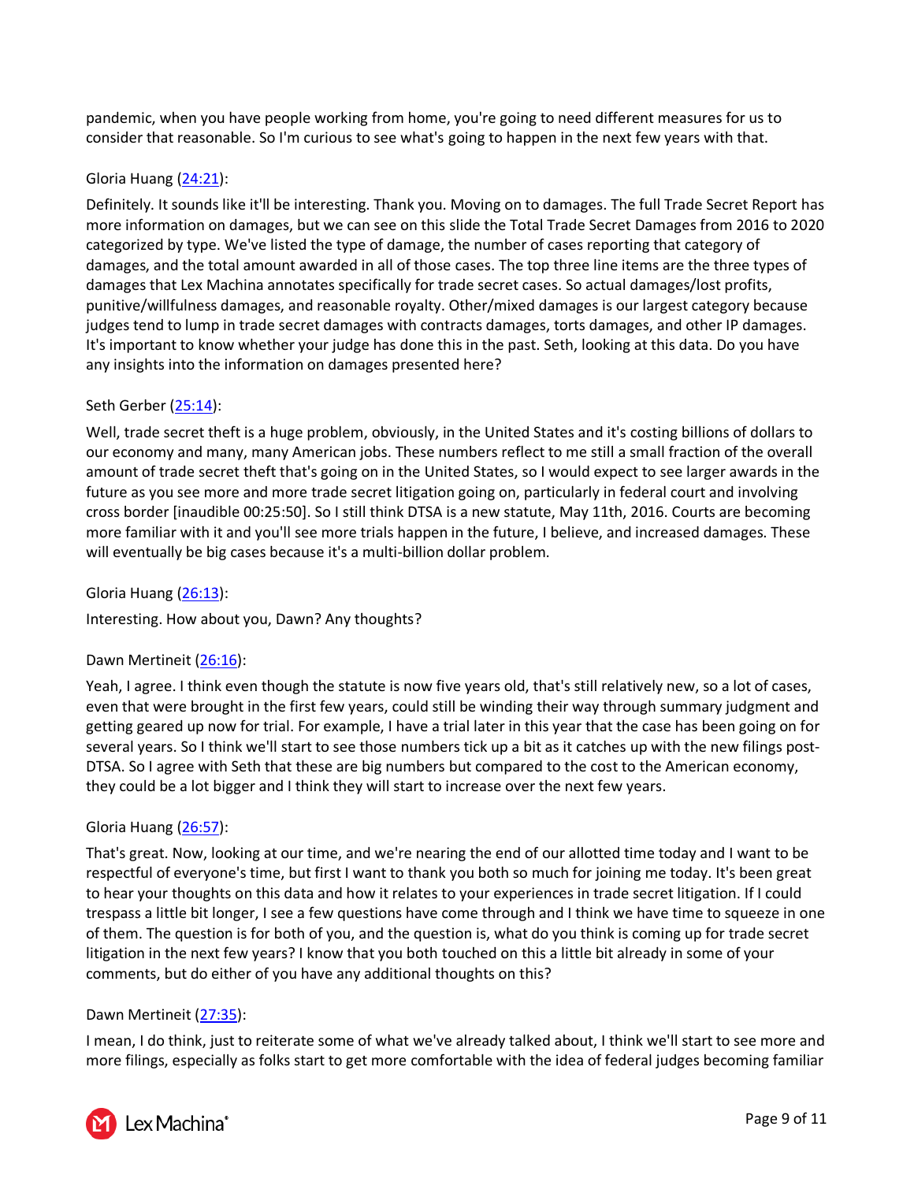pandemic, when you have people working from home, you're going to need different measures for us to consider that reasonable. So I'm curious to see what's going to happen in the next few years with that.

Gloria Huang (24:21):

Definitely. It sounds like it'll be interesting. Thank you. Moving on to damages. The full Trade Secret Report has more information on damages, but we can see on this slide the Total Trade Secret Damages from 2016 to 2020 categorized by type. We've listed the type of damage, the number of cases reporting that category of damages, and the total amount awarded in all of those cases. The top three line items are the three types of damages that Lex Machina annotates specifically for trade secret cases. So actual damages/lost profits, punitive/willfulness damages, and reasonable royalty. Other/mixed damages is our largest category because judges tend to lump in trade secret damages with contracts damages, torts damages, and other IP damages. It's important to know whether your judge has done this in the past. Seth, looking at this data. Do you have any insights into the information on damages presented here?

Seth Gerber (25:14):

Well, trade secret theft is a huge problem, obviously, in the United States and it's costing billions of dollars to our economy and many, many American jobs. These numbers reflect to me still a small fraction of the overall amount of trade secret theft that's going on in the United States, so I would expect to see larger awards in the future as you see more and more trade secret litigation going on, particularly in federal court and involving cross border [inaudible 00:25:50]. So I still think DTSA is a new statute, May 11th, 2016. Courts are becoming more familiar with it and you'll see more trials happen in the future, I believe, and increased damages. These will eventually be big cases because it's a multi-billion dollar problem.

Gloria Huang (26:13):

Interesting. How about you, Dawn? Any thoughts?

Dawn Mertineit (26:16):

Yeah, I agree. I think even though the statute is now five years old, that's still relatively new, so a lot of cases, even that were brought in the first few years, could still be winding their way through summary judgment and getting geared up now for trial. For example, I have a trial later in this year that the case has been going on for several years. So I think we'll start to see those numbers tick up a bit as it catches up with the new filings post-DTSA. So I agree with Seth that these are big numbers but compared to the cost to the American economy, they could be a lot bigger and I think they will start to increase over the next few years.

Gloria Huang (26:57):

That's great. Now, looking at our time, and we're nearing the end of our allotted time today and I want to be respectful of everyone's time, but first I want to thank you both so much for joining me today. It's been great to hear your thoughts on this data and how it relates to your experiences in trade secret litigation. If I could trespass a little bit longer, I see a few questions have come through and I think we have time to squeeze in one of them. The question is for both of you, and the question is, what do you think is coming up for trade secret litigation in the next few years? I know that you both touched on this a little bit already in some of your comments, but do either of you have any additional thoughts on this?

Dawn Mertineit (27:35):

I mean, I do think, just to reiterate some of what we've already talked about, I think we'll start to see more and more filings, especially as folks start to get more comfortable with the idea of federal judges becoming familiar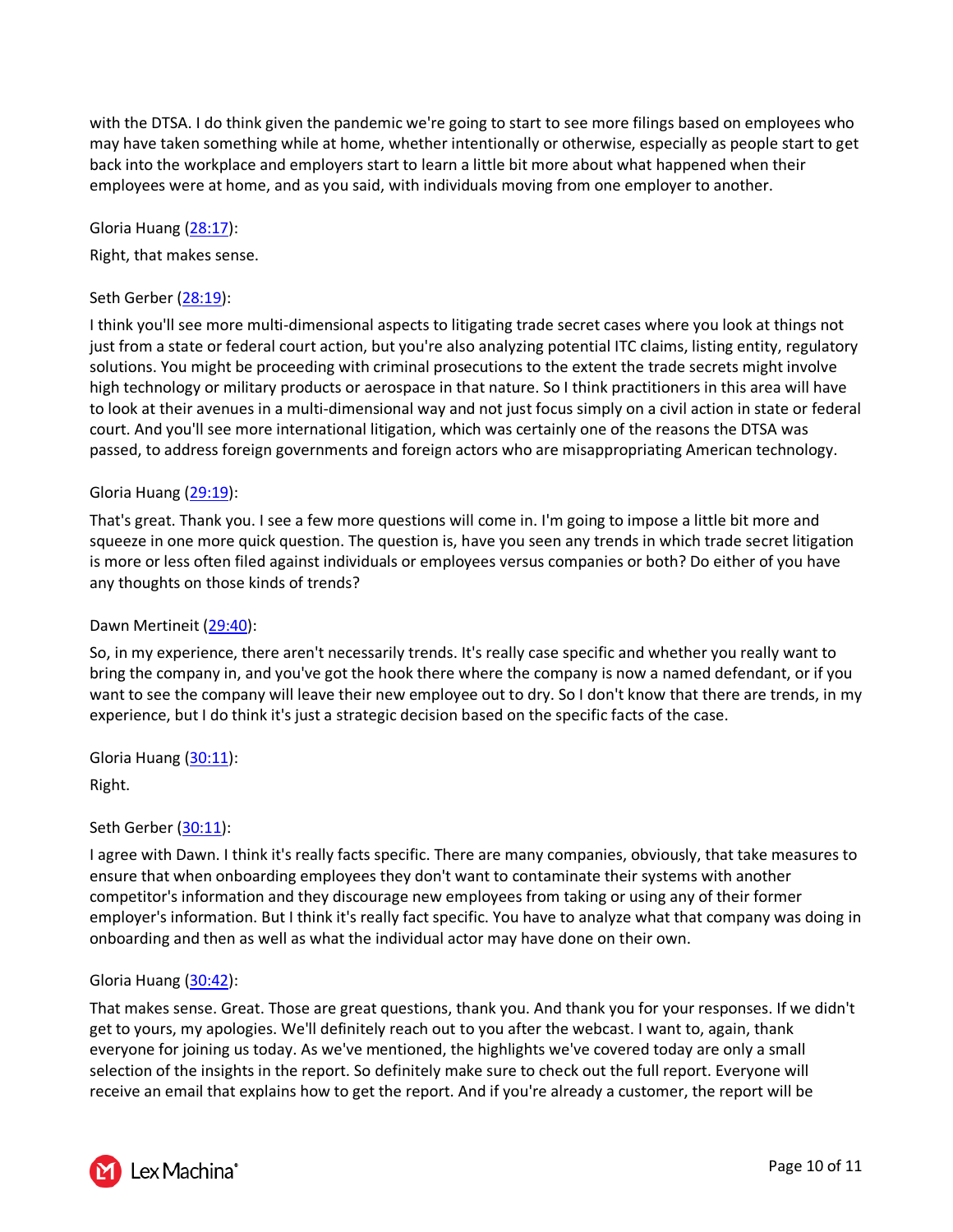with the DTSA. I do think given the pandemic we're going to start to see more filings based on employees who may have taken something while at home, whether intentionally or otherwise, especially as people start to get back into the workplace and employers start to learn a little bit more about what happened when their employees were at home, and as you said, with individuals moving from one employer to another.

Gloria Huang ([28:17]):

Right, that makes sense.

Seth Gerber ([28:19]):

I think you'll see more multi-dimensional aspects to litigating trade secret cases where you look at things not just from a state or federal court action, but you're also analyzing potential ITC claims, listing entity, regulatory solutions. You might be proceeding with criminal prosecutions to the extent the trade secrets might involve high technology or military products or aerospace in that nature. So I think practitioners in this area will have to look at their avenues in a multi-dimensional way and not just focus simply on a civil action in state or federal court. And you'll see more international litigation, which was certainly one of the reasons the DTSA was passed, to address foreign governments and foreign actors who are misappropriating American technology.

Gloria Huang ([29:19]):

That's great. Thank you. I see a few more questions will come in. I'm going to impose a little bit more and squeeze in one more quick question. The question is, have you seen any trends in which trade secret litigation is more or less often filed against individuals or employees versus companies or both? Do either of you have any thoughts on those kinds of trends?

Dawn Mertineit ([29:40]):

So, in my experience, there aren't necessarily trends. It's really case specific and whether you really want to bring the company in, and you've got the hook there where the company is now a named defendant, or if you want to see the company will leave their new employee out to dry. So I don't know that there are trends, in my experience, but I do think it's just a strategic decision based on the specific facts of the case.

Gloria Huang ([30:11]):

Right.

Seth Gerber ([30:11]):

I agree with Dawn. I think it's really facts specific. There are many companies, obviously, that take measures to ensure that when onboarding employees they don't want to contaminate their systems with another competitor's information and they discourage new employees from taking or using any of their former employer's information. But I think it's really fact specific. You have to analyze what that company was doing in onboarding and then as well as what the individual actor may have done on their own.

Gloria Huang ([30:42]):

That makes sense. Great. Those are great questions, thank you. And thank you for your responses. If we didn't get to yours, my apologies. We'll definitely reach out to you after the webcast. I want to, again, thank everyone for joining us today. As we've mentioned, the highlights we've covered today are only a small selection of the insights in the report. So definitely make sure to check out the full report. Everyone will receive an email that explains how to get the report. And if you're already a customer, the report will be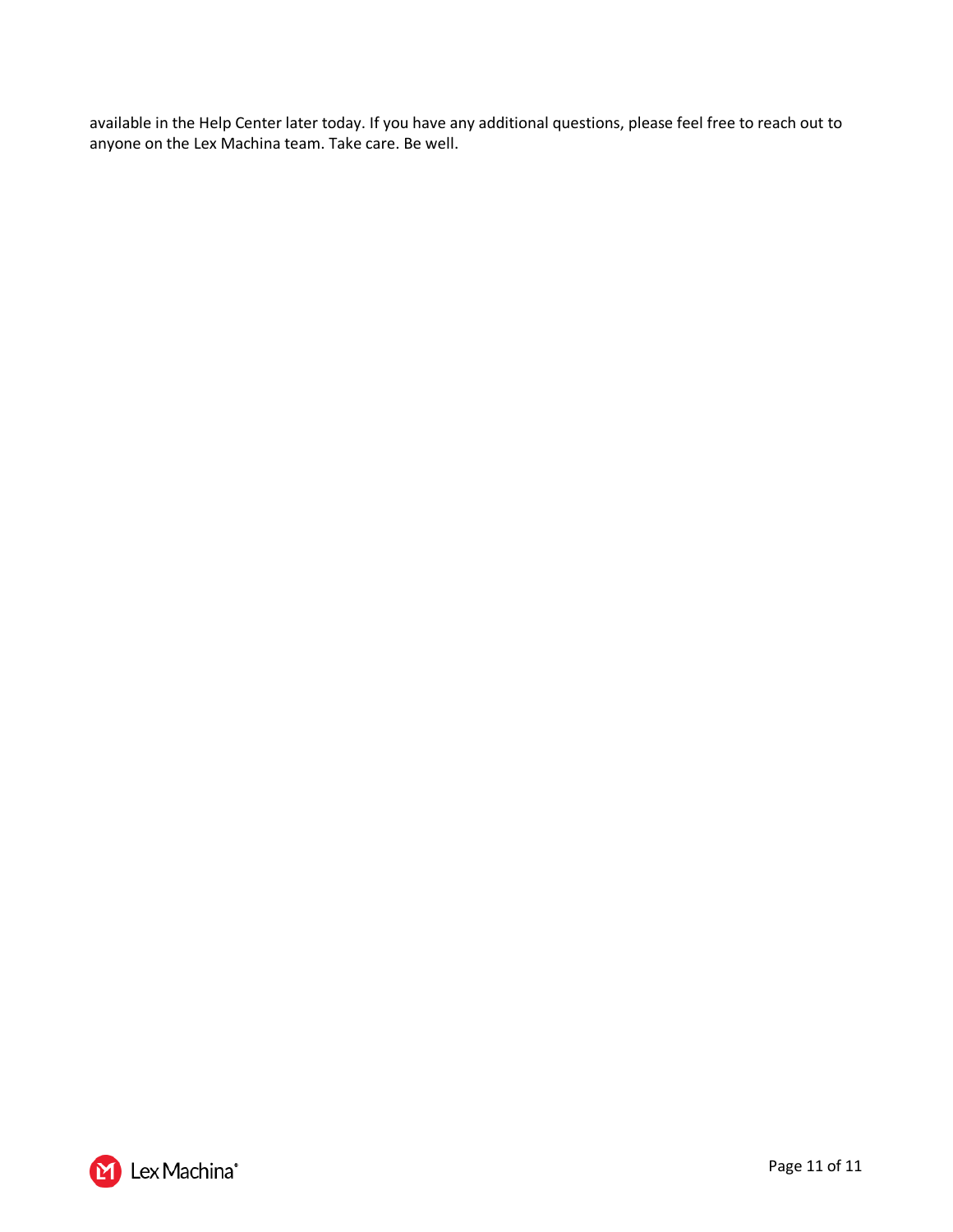available in the Help Center later today. If you have any additional questions, please feel free to reach out to anyone on the Lex Machina team. Take care. Be well.